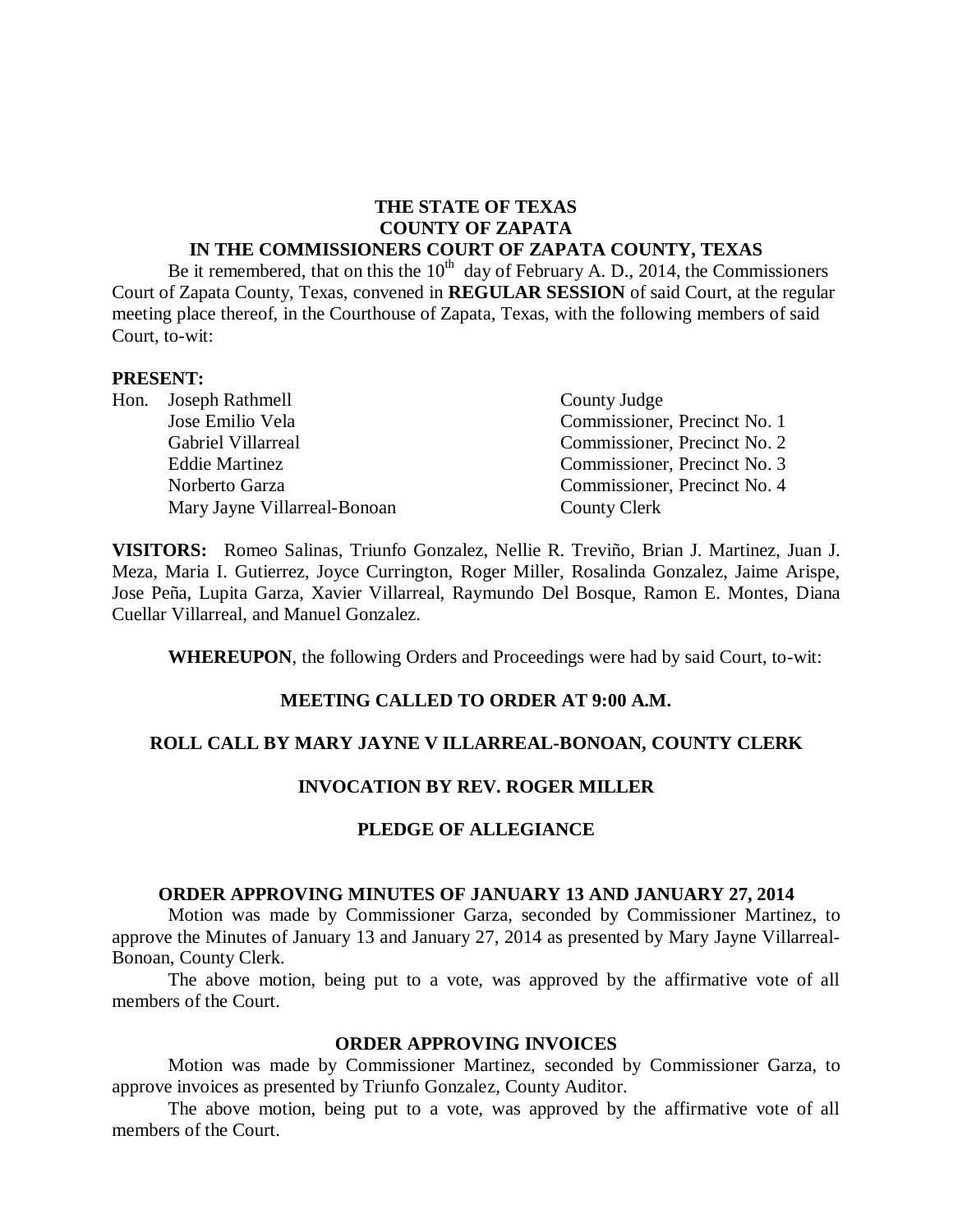**THE STATE OF TEXAS**
**COUNTY OF ZAPATA**
**IN THE COMMISSIONERS COURT OF ZAPATA COUNTY, TEXAS**

Be it remembered, that on this the 10th day of February A. D., 2014, the Commissioners Court of Zapata County, Texas, convened in **REGULAR SESSION** of said Court, at the regular meeting place thereof, in the Courthouse of Zapata, Texas, with the following members of said Court, to-wit:

**PRESENT:**

| | | |
|---|---|---|
| Hon. | Joseph Rathmell | County Judge |
| | Jose Emilio Vela | Commissioner, Precinct No. 1 |
| | Gabriel Villarreal | Commissioner, Precinct No. 2 |
| | Eddie Martinez | Commissioner, Precinct No. 3 |
| | Norberto Garza | Commissioner, Precinct No. 4 |
| | Mary Jayne Villarreal-Bonoan | County Clerk |

**VISITORS:** Romeo Salinas, Triunfo Gonzalez, Nellie R. Treviño, Brian J. Martinez, Juan J. Meza, Maria I. Gutierrez, Joyce Currington, Roger Miller, Rosalinda Gonzalez, Jaime Arispe, Jose Peña, Lupita Garza, Xavier Villarreal, Raymundo Del Bosque, Ramon E. Montes, Diana Cuellar Villarreal, and Manuel Gonzalez.

**WHEREUPON**, the following Orders and Proceedings were had by said Court, to-wit:

**MEETING CALLED TO ORDER AT 9:00 A.M.**

**ROLL CALL BY MARY JAYNE V ILLARREAL-BONOAN, COUNTY CLERK**

**INVOCATION BY REV. ROGER MILLER**

**PLEDGE OF ALLEGIANCE**

**ORDER APPROVING MINUTES OF JANUARY 13 AND JANUARY 27, 2014**

Motion was made by Commissioner Garza, seconded by Commissioner Martinez, to approve the Minutes of January 13 and January 27, 2014 as presented by Mary Jayne Villarreal-Bonoan, County Clerk.

The above motion, being put to a vote, was approved by the affirmative vote of all members of the Court.

**ORDER APPROVING INVOICES**

Motion was made by Commissioner Martinez, seconded by Commissioner Garza, to approve invoices as presented by Triunfo Gonzalez, County Auditor.

The above motion, being put to a vote, was approved by the affirmative vote of all members of the Court.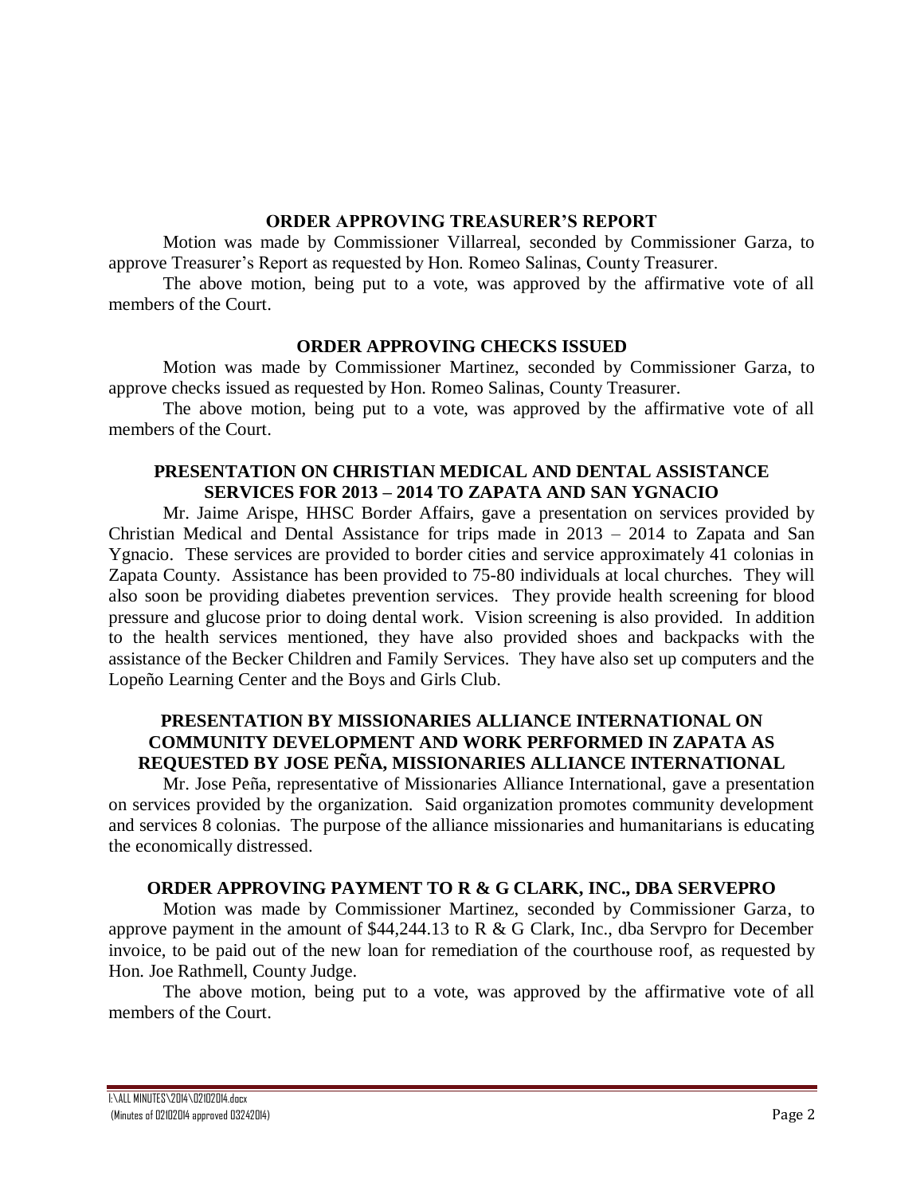### ORDER APPROVING TREASURER'S REPORT

Motion was made by Commissioner Villarreal, seconded by Commissioner Garza, to approve Treasurer's Report as requested by Hon. Romeo Salinas, County Treasurer.

The above motion, being put to a vote, was approved by the affirmative vote of all members of the Court.

### ORDER APPROVING CHECKS ISSUED

Motion was made by Commissioner Martinez, seconded by Commissioner Garza, to approve checks issued as requested by Hon. Romeo Salinas, County Treasurer.

The above motion, being put to a vote, was approved by the affirmative vote of all members of the Court.

### PRESENTATION ON CHRISTIAN MEDICAL AND DENTAL ASSISTANCE SERVICES FOR 2013 – 2014 TO ZAPATA AND SAN YGNACIO

Mr. Jaime Arispe, HHSC Border Affairs, gave a presentation on services provided by Christian Medical and Dental Assistance for trips made in 2013 – 2014 to Zapata and San Ygnacio. These services are provided to border cities and service approximately 41 colonias in Zapata County. Assistance has been provided to 75-80 individuals at local churches. They will also soon be providing diabetes prevention services. They provide health screening for blood pressure and glucose prior to doing dental work. Vision screening is also provided. In addition to the health services mentioned, they have also provided shoes and backpacks with the assistance of the Becker Children and Family Services. They have also set up computers and the Lopeño Learning Center and the Boys and Girls Club.

### PRESENTATION BY MISSIONARIES ALLIANCE INTERNATIONAL ON COMMUNITY DEVELOPMENT AND WORK PERFORMED IN ZAPATA AS REQUESTED BY JOSE PEÑA, MISSIONARIES ALLIANCE INTERNATIONAL

Mr. Jose Peña, representative of Missionaries Alliance International, gave a presentation on services provided by the organization. Said organization promotes community development and services 8 colonias. The purpose of the alliance missionaries and humanitarians is educating the economically distressed.

### ORDER APPROVING PAYMENT TO R & G CLARK, INC., DBA SERVEPRO

Motion was made by Commissioner Martinez, seconded by Commissioner Garza, to approve payment in the amount of $44,244.13 to R & G Clark, Inc., dba Servpro for December invoice, to be paid out of the new loan for remediation of the courthouse roof, as requested by Hon. Joe Rathmell, County Judge.

The above motion, being put to a vote, was approved by the affirmative vote of all members of the Court.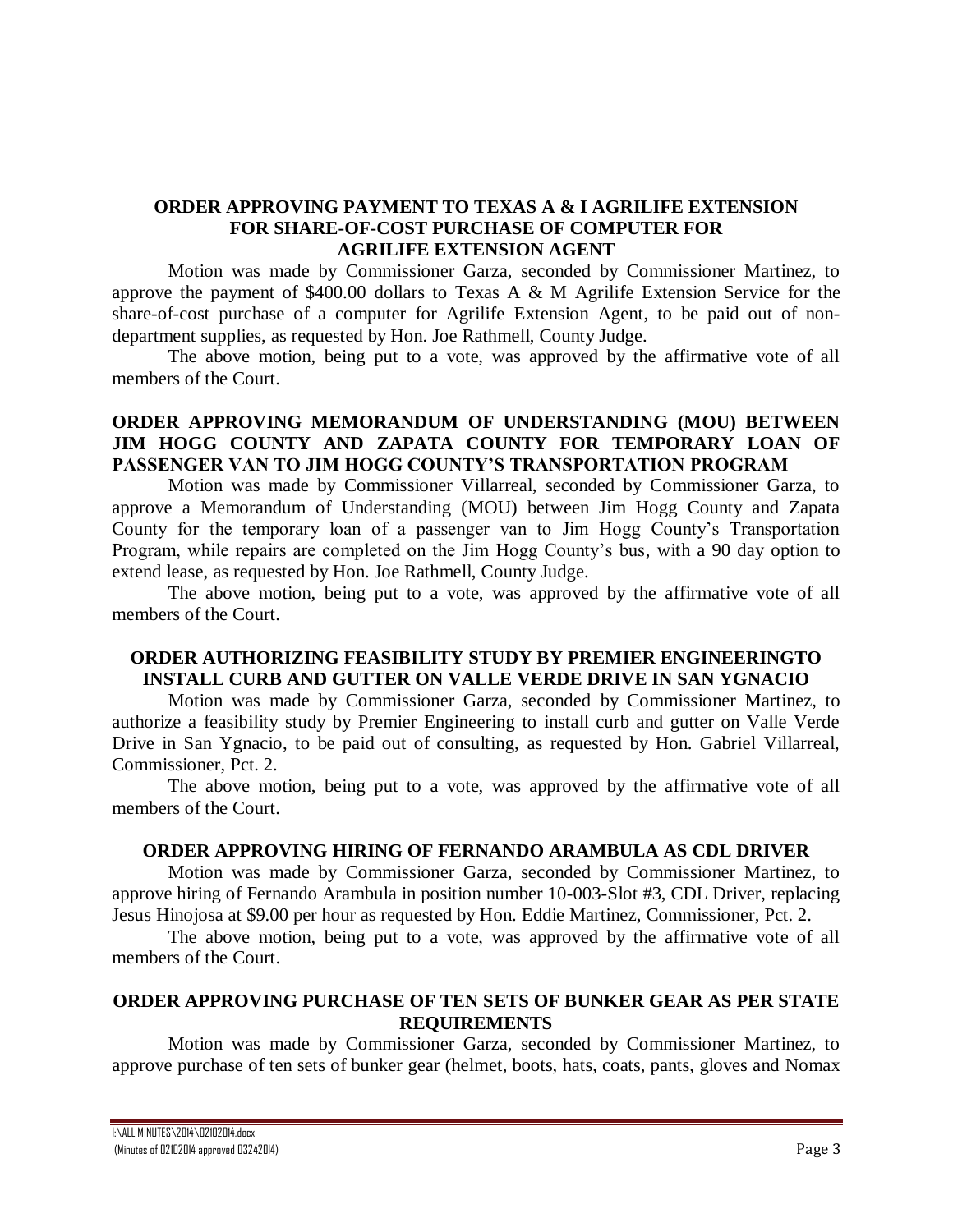### ORDER APPROVING PAYMENT TO TEXAS A & I AGRILIFE EXTENSION FOR SHARE-OF-COST PURCHASE OF COMPUTER FOR AGRILIFE EXTENSION AGENT

Motion was made by Commissioner Garza, seconded by Commissioner Martinez, to approve the payment of $400.00 dollars to Texas A & M Agrilife Extension Service for the share-of-cost purchase of a computer for Agrilife Extension Agent, to be paid out of non-department supplies, as requested by Hon. Joe Rathmell, County Judge.

The above motion, being put to a vote, was approved by the affirmative vote of all members of the Court.

### ORDER APPROVING MEMORANDUM OF UNDERSTANDING (MOU) BETWEEN JIM HOGG COUNTY AND ZAPATA COUNTY FOR TEMPORARY LOAN OF PASSENGER VAN TO JIM HOGG COUNTY'S TRANSPORTATION PROGRAM

Motion was made by Commissioner Villarreal, seconded by Commissioner Garza, to approve a Memorandum of Understanding (MOU) between Jim Hogg County and Zapata County for the temporary loan of a passenger van to Jim Hogg County's Transportation Program, while repairs are completed on the Jim Hogg County's bus, with a 90 day option to extend lease, as requested by Hon. Joe Rathmell, County Judge.

The above motion, being put to a vote, was approved by the affirmative vote of all members of the Court.

### ORDER AUTHORIZING FEASIBILITY STUDY BY PREMIER ENGINEERINGTO INSTALL CURB AND GUTTER ON VALLE VERDE DRIVE IN SAN YGNACIO

Motion was made by Commissioner Garza, seconded by Commissioner Martinez, to authorize a feasibility study by Premier Engineering to install curb and gutter on Valle Verde Drive in San Ygnacio, to be paid out of consulting, as requested by Hon. Gabriel Villarreal, Commissioner, Pct. 2.

The above motion, being put to a vote, was approved by the affirmative vote of all members of the Court.

### ORDER APPROVING HIRING OF FERNANDO ARAMBULA AS CDL DRIVER

Motion was made by Commissioner Garza, seconded by Commissioner Martinez, to approve hiring of Fernando Arambula in position number 10-003-Slot #3, CDL Driver, replacing Jesus Hinojosa at $9.00 per hour as requested by Hon. Eddie Martinez, Commissioner, Pct. 2.

The above motion, being put to a vote, was approved by the affirmative vote of all members of the Court.

### ORDER APPROVING PURCHASE OF TEN SETS OF BUNKER GEAR AS PER STATE REQUIREMENTS

Motion was made by Commissioner Garza, seconded by Commissioner Martinez, to approve purchase of ten sets of bunker gear (helmet, boots, hats, coats, pants, gloves and Nomax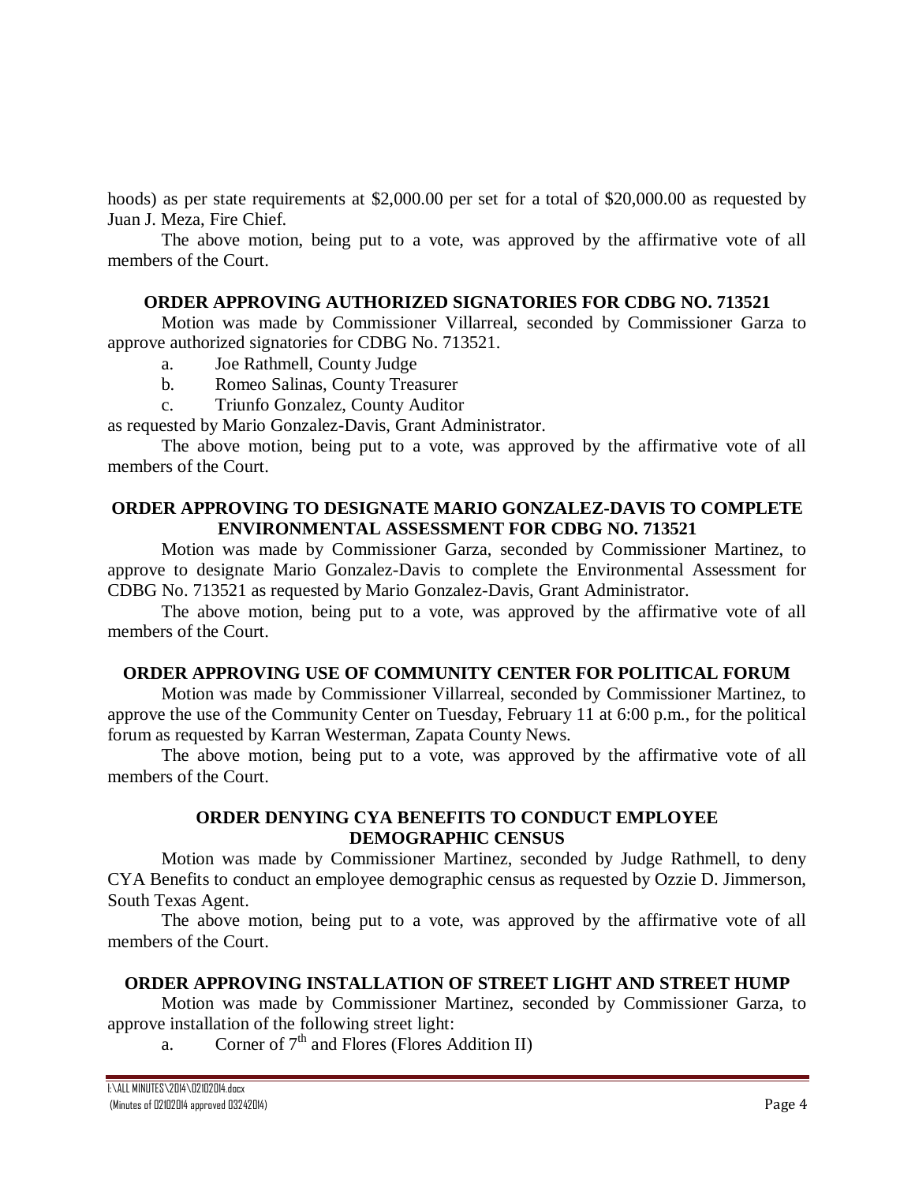hoods) as per state requirements at $2,000.00 per set for a total of $20,000.00 as requested by Juan J. Meza, Fire Chief.

The above motion, being put to a vote, was approved by the affirmative vote of all members of the Court.

**ORDER APPROVING AUTHORIZED SIGNATORIES FOR CDBG NO. 713521**

Motion was made by Commissioner Villarreal, seconded by Commissioner Garza to approve authorized signatories for CDBG No. 713521.

a. Joe Rathmell, County Judge
b. Romeo Salinas, County Treasurer
c. Triunfo Gonzalez, County Auditor

as requested by Mario Gonzalez-Davis, Grant Administrator.

The above motion, being put to a vote, was approved by the affirmative vote of all members of the Court.

**ORDER APPROVING TO DESIGNATE MARIO GONZALEZ-DAVIS TO COMPLETE ENVIRONMENTAL ASSESSMENT FOR CDBG NO. 713521**

Motion was made by Commissioner Garza, seconded by Commissioner Martinez, to approve to designate Mario Gonzalez-Davis to complete the Environmental Assessment for CDBG No. 713521 as requested by Mario Gonzalez-Davis, Grant Administrator.

The above motion, being put to a vote, was approved by the affirmative vote of all members of the Court.

**ORDER APPROVING USE OF COMMUNITY CENTER FOR POLITICAL FORUM**

Motion was made by Commissioner Villarreal, seconded by Commissioner Martinez, to approve the use of the Community Center on Tuesday, February 11 at 6:00 p.m., for the political forum as requested by Karran Westerman, Zapata County News.

The above motion, being put to a vote, was approved by the affirmative vote of all members of the Court.

**ORDER DENYING CYA BENEFITS TO CONDUCT EMPLOYEE DEMOGRAPHIC CENSUS**

Motion was made by Commissioner Martinez, seconded by Judge Rathmell, to deny CYA Benefits to conduct an employee demographic census as requested by Ozzie D. Jimmerson, South Texas Agent.

The above motion, being put to a vote, was approved by the affirmative vote of all members of the Court.

**ORDER APPROVING INSTALLATION OF STREET LIGHT AND STREET HUMP**

Motion was made by Commissioner Martinez, seconded by Commissioner Garza, to approve installation of the following street light:

a. Corner of 7th and Flores (Flores Addition II)

I:\ALL MINUTES\2014\02102014.docx
(Minutes of 02102014 approved 03242014)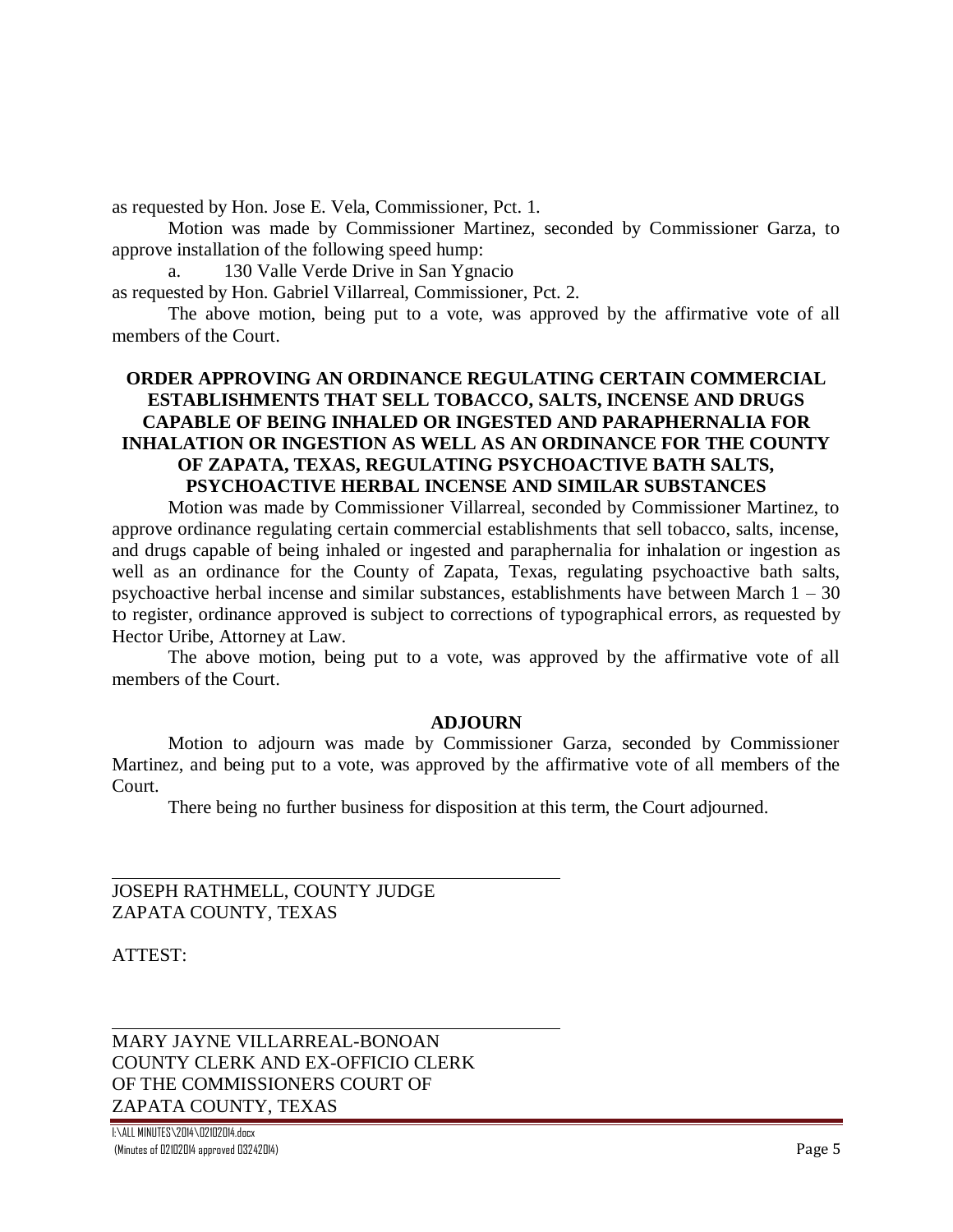as requested by Hon. Jose E. Vela, Commissioner, Pct. 1.

Motion was made by Commissioner Martinez, seconded by Commissioner Garza, to approve installation of the following speed hump:

a. 130 Valle Verde Drive in San Ygnacio

as requested by Hon. Gabriel Villarreal, Commissioner, Pct. 2.

The above motion, being put to a vote, was approved by the affirmative vote of all members of the Court.

**ORDER APPROVING AN ORDINANCE REGULATING CERTAIN COMMERCIAL ESTABLISHMENTS THAT SELL TOBACCO, SALTS, INCENSE AND DRUGS CAPABLE OF BEING INHALED OR INGESTED AND PARAPHERNALIA FOR INHALATION OR INGESTION AS WELL AS AN ORDINANCE FOR THE COUNTY OF ZAPATA, TEXAS, REGULATING PSYCHOACTIVE BATH SALTS, PSYCHOACTIVE HERBAL INCENSE AND SIMILAR SUBSTANCES**

Motion was made by Commissioner Villarreal, seconded by Commissioner Martinez, to approve ordinance regulating certain commercial establishments that sell tobacco, salts, incense, and drugs capable of being inhaled or ingested and paraphernalia for inhalation or ingestion as well as an ordinance for the County of Zapata, Texas, regulating psychoactive bath salts, psychoactive herbal incense and similar substances, establishments have between March 1 – 30 to register, ordinance approved is subject to corrections of typographical errors, as requested by Hector Uribe, Attorney at Law.

The above motion, being put to a vote, was approved by the affirmative vote of all members of the Court.

**ADJOURN**

Motion to adjourn was made by Commissioner Garza, seconded by Commissioner Martinez, and being put to a vote, was approved by the affirmative vote of all members of the Court.

There being no further business for disposition at this term, the Court adjourned.

JOSEPH RATHMELL, COUNTY JUDGE
ZAPATA COUNTY, TEXAS

ATTEST:

MARY JAYNE VILLARREAL-BONOAN
COUNTY CLERK AND EX-OFFICIO CLERK
OF THE COMMISSIONERS COURT OF
ZAPATA COUNTY, TEXAS

I:\ALL MINUTES\2014\02102014.docx
(Minutes of 02102014 approved 03242014)